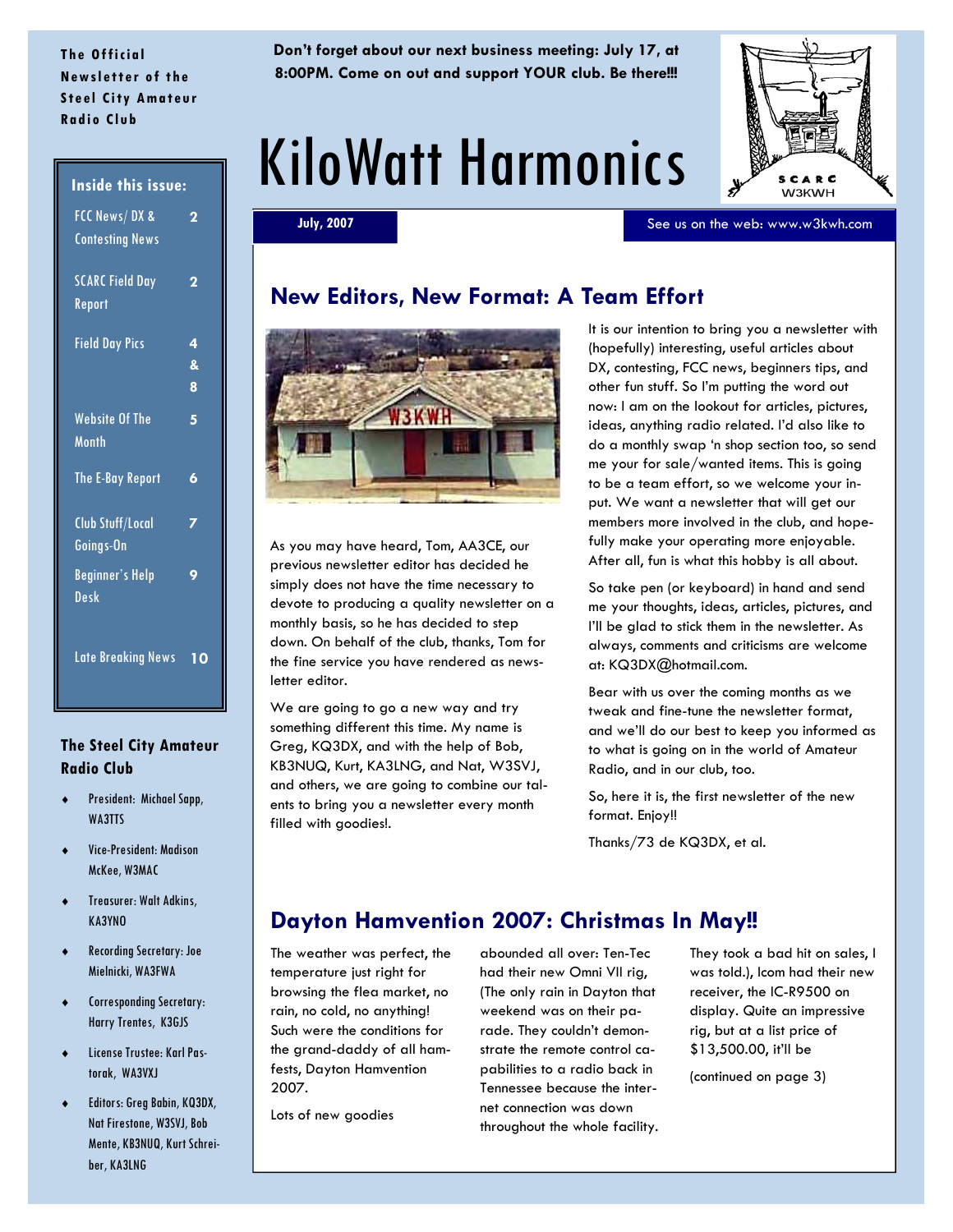The Official Newsletter of the Steel City Amateur Radio Club

**Don't forget about our next business meeting: July 17, at 8:00PM. Come on out and support YOUR club. Be there!!!**

# KiloWatt Harmonics

**July, 2007**

See us on the web: www.w3kwh.com

**Inside this issue:**

| | |
|---|---|
| FCC News/ DX & Contesting News | 2 |
| SCARC Field Day Report | 2 |
| Field Day Pics | 4 & 8 |
| Website Of The Month | 5 |
| The E-Bay Report | 6 |
| Club Stuff/Local Goings-On | 7 |
| Beginner's Help Desk | 9 |
| Late Breaking News | 10 |

### The Steel City Amateur Radio Club

- President: Michael Sapp, WA3TTS
- Vice-President: Madison McKee, W3MAC
- Treasurer: Walt Adkins, KA3YNO
- Recording Secretary: Joe Mielnicki, WA3FWA
- Corresponding Secretary: Harry Trentes, K3GJS
- License Trustee: Karl Pastorak, WA3VXJ
- Editors: Greg Babin, KQ3DX, Nat Firestone, W3SVJ, Bob Mente, KB3NUQ, Kurt Schreiber, KA3LNG

## New Editors, New Format: A Team Effort

As you may have heard, Tom, AA3CE, our previous newsletter editor has decided he simply does not have the time necessary to devote to producing a quality newsletter on a monthly basis, so he has decided to step down. On behalf of the club, thanks, Tom for the fine service you have rendered as newsletter editor.

We are going to go a new way and try something different this time. My name is Greg, KQ3DX, and with the help of Bob, KB3NUQ, Kurt, KA3LNG, and Nat, W3SVJ, and others, we are going to combine our talents to bring you a newsletter every month filled with goodies!.

It is our intention to bring you a newsletter with (hopefully) interesting, useful articles about DX, contesting, FCC news, beginners tips, and other fun stuff. So I'm putting the word out now: I am on the lookout for articles, pictures, ideas, anything radio related. I'd also like to do a monthly swap 'n shop section too, so send me your for sale/wanted items. This is going to be a team effort, so we welcome your input. We want a newsletter that will get our members more involved in the club, and hopefully make your operating more enjoyable. After all, fun is what this hobby is all about.

So take pen (or keyboard) in hand and send me your thoughts, ideas, articles, pictures, and I'll be glad to stick them in the newsletter. As always, comments and criticisms are welcome at: KQ3DX@hotmail.com.

Bear with us over the coming months as we tweak and fine-tune the newsletter format, and we'll do our best to keep you informed as to what is going on in the world of Amateur Radio, and in our club, too.

So, here it is, the first newsletter of the new format. Enjoy!!

Thanks/73 de KQ3DX, et al.

## Dayton Hamvention 2007: Christmas In May!!

The weather was perfect, the temperature just right for browsing the flea market, no rain, no cold, no anything! Such were the conditions for the grand-daddy of all hamfests, Dayton Hamvention 2007.

Lots of new goodies abounded all over: Ten-Tec had their new Omni VII rig, (The only rain in Dayton that weekend was on their parade. They couldn't demonstrate the remote control capabilities to a radio back in Tennessee because the internet connection was down throughout the whole facility. They took a bad hit on sales, I was told.), Icom had their new receiver, the IC-R9500 on display. Quite an impressive rig, but at a list price of $13,500.00, it'll be

(continued on page 3)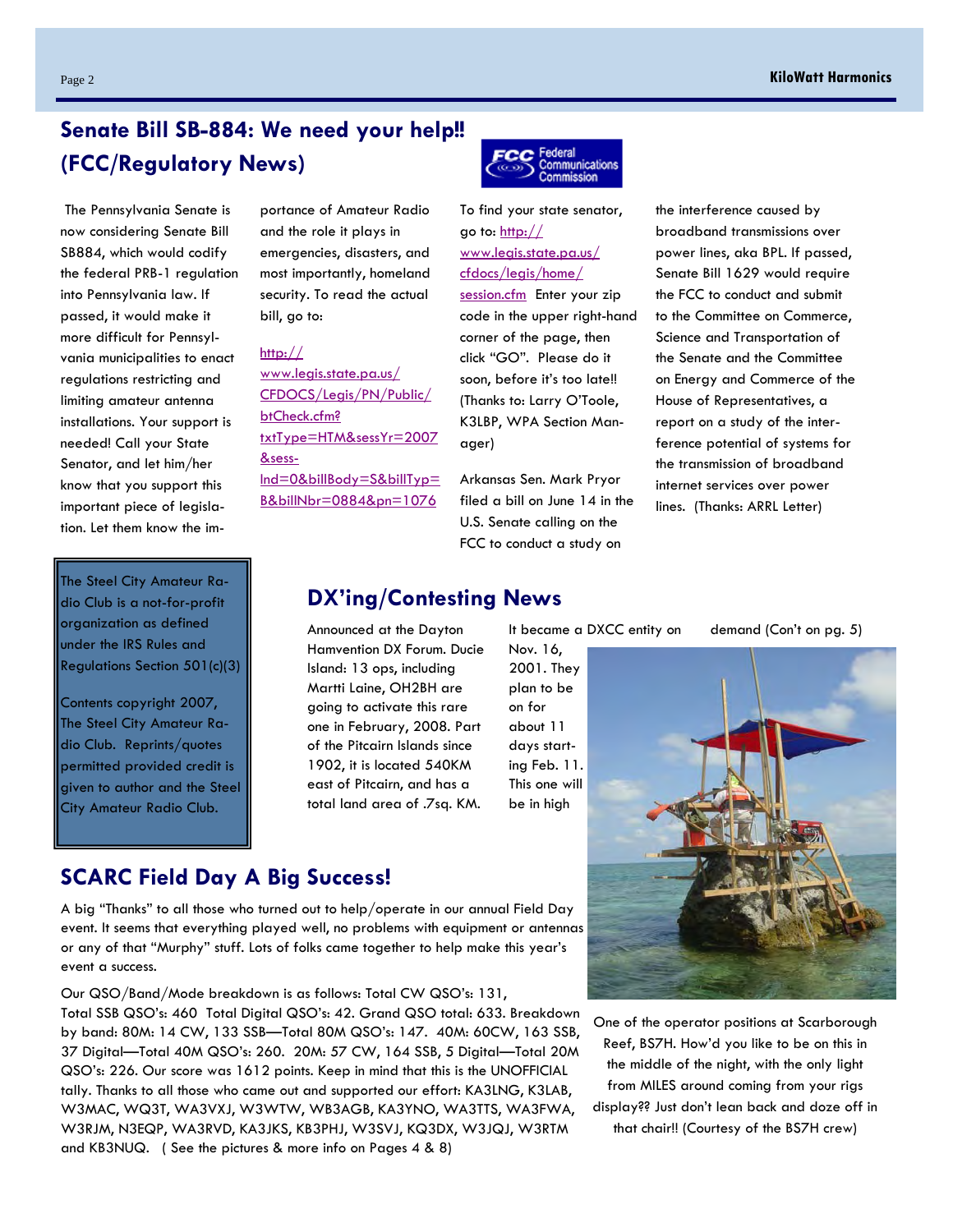## Senate Bill SB-884: We need your help!! (FCC/Regulatory News)

The Pennsylvania Senate is now considering Senate Bill SB884, which would codify the federal PRB-1 regulation into Pennsylvania law. If passed, it would make it more difficult for Pennsylvania municipalities to enact regulations restricting and limiting amateur antenna installations. Your support is needed! Call your State Senator, and let him/her know that you support this important piece of legislation. Let them know the importance of Amateur Radio and the role it plays in emergencies, disasters, and most importantly, homeland security. To read the actual bill, go to:

http://www.legis.state.pa.us/CFDOCS/Legis/PN/Public/btCheck.cfm?txtType=HTM&sessYr=2007&sessInd=0&billBody=S&billTyp=B&billNbr=0884&pn=1076

To find your state senator, go to: http://www.legis.state.pa.us/cfdocs/legis/home/session.cfm Enter your zip code in the upper right-hand corner of the page, then click "GO". Please do it soon, before it's too late!! (Thanks to: Larry O'Toole, K3LBP, WPA Section Manager)

Arkansas Sen. Mark Pryor filed a bill on June 14 in the U.S. Senate calling on the FCC to conduct a study on the interference caused by broadband transmissions over power lines, aka BPL. If passed, Senate Bill 1629 would require the FCC to conduct and submit to the Committee on Commerce, Science and Transportation of the Senate and the Committee on Energy and Commerce of the House of Representatives, a report on a study of the interference potential of systems for the transmission of broadband internet services over power lines. (Thanks: ARRL Letter)

The Steel City Amateur Radio Club is a not-for-profit organization as defined under the IRS Rules and Regulations Section 501(c)(3)

Contents copyright 2007, The Steel City Amateur Radio Club. Reprints/quotes permitted provided credit is given to author and the Steel City Amateur Radio Club.

## DX'ing/Contesting News

Announced at the Dayton Hamvention DX Forum. Ducie Island: 13 ops, including Martti Laine, OH2BH are going to activate this rare one in February, 2008. Part of the Pitcairn Islands since 1902, it is located 540KM east of Pitcairn, and has a total land area of .7sq. KM. It became a DXCC entity on Nov. 16, 2001. They plan to be on for about 11 days starting Feb. 11. This one will be in high demand (Con't on pg. 5)

One of the operator positions at Scarborough Reef, BS7H. How'd you like to be on this in the middle of the night, with the only light from MILES around coming from your rigs display?? Just don't lean back and doze off in that chair!! (Courtesy of the BS7H crew)

## SCARC Field Day A Big Success!

A big "Thanks" to all those who turned out to help/operate in our annual Field Day event. It seems that everything played well, no problems with equipment or antennas or any of that "Murphy" stuff. Lots of folks came together to help make this year's event a success.

Our QSO/Band/Mode breakdown is as follows: Total CW QSO's: 131, Total SSB QSO's: 460 Total Digital QSO's: 42. Grand QSO total: 633. Breakdown by band: 80M: 14 CW, 133 SSB—Total 80M QSO's: 147. 40M: 60CW, 163 SSB, 37 Digital—Total 40M QSO's: 260. 20M: 57 CW, 164 SSB, 5 Digital—Total 20M QSO's: 226. Our score was 1612 points. Keep in mind that this is the UNOFFICIAL tally. Thanks to all those who came out and supported our effort: KA3LNG, K3LAB, W3MAC, WQ3T, WA3VXJ, W3WTW, WB3AGB, KA3YNO, WA3TTS, WA3FWA, W3RJM, N3EQP, WA3RVD, KA3JKS, KB3PHJ, W3SVJ, KQ3DX, W3JQJ, W3RTM and KB3NUQ. ( See the pictures & more info on Pages 4 & 8)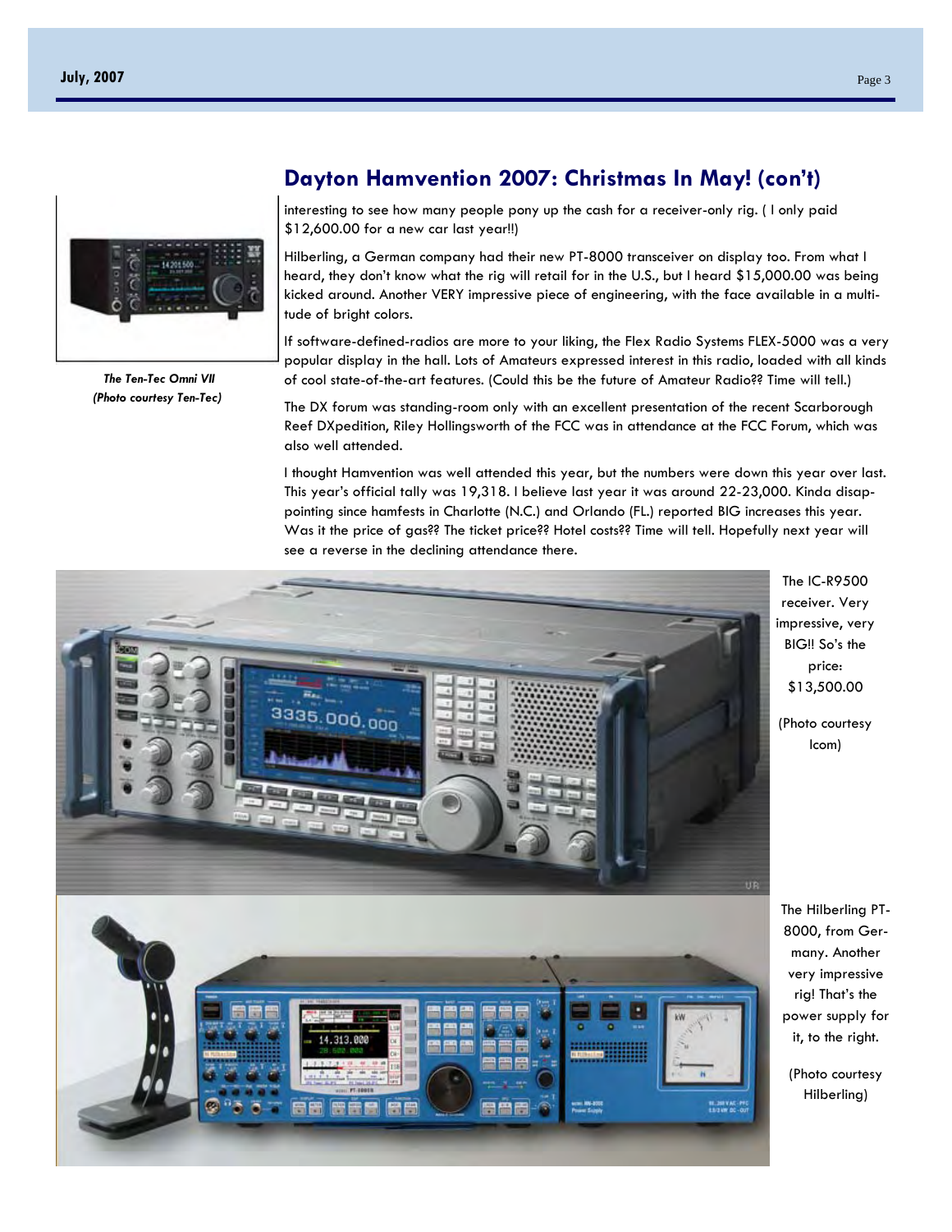## Dayton Hamvention 2007: Christmas In May! (con't)

interesting to see how many people pony up the cash for a receiver-only rig. ( I only paid $12,600.00 for a new car last year!!)

Hilberling, a German company had their new PT-8000 transceiver on display too. From what I heard, they don't know what the rig will retail for in the U.S., but I heard $15,000.00 was being kicked around. Another VERY impressive piece of engineering, with the face available in a multitude of bright colors.

If software-defined-radios are more to your liking, the Flex Radio Systems FLEX-5000 was a very popular display in the hall. Lots of Amateurs expressed interest in this radio, loaded with all kinds of cool state-of-the-art features. (Could this be the future of Amateur Radio?? Time will tell.)

The DX forum was standing-room only with an excellent presentation of the recent Scarborough Reef DXpedition, Riley Hollingsworth of the FCC was in attendance at the FCC Forum, which was also well attended.

I thought Hamvention was well attended this year, but the numbers were down this year over last. This year's official tally was 19,318. I believe last year it was around 22-23,000. Kinda disappointing since hamfests in Charlotte (N.C.) and Orlando (FL.) reported BIG increases this year. Was it the price of gas?? The ticket price?? Hotel costs?? Time will tell. Hopefully next year will see a reverse in the declining attendance there.

***The Ten-Tec Omni VII (Photo courtesy Ten-Tec)***

The IC-R9500 receiver. Very impressive, very BIG!! So's the price: $13,500.00

(Photo courtesy Icom)

The Hilberling PT-8000, from Germany. Another very impressive rig! That's the power supply for it, to the right.

(Photo courtesy Hilberling)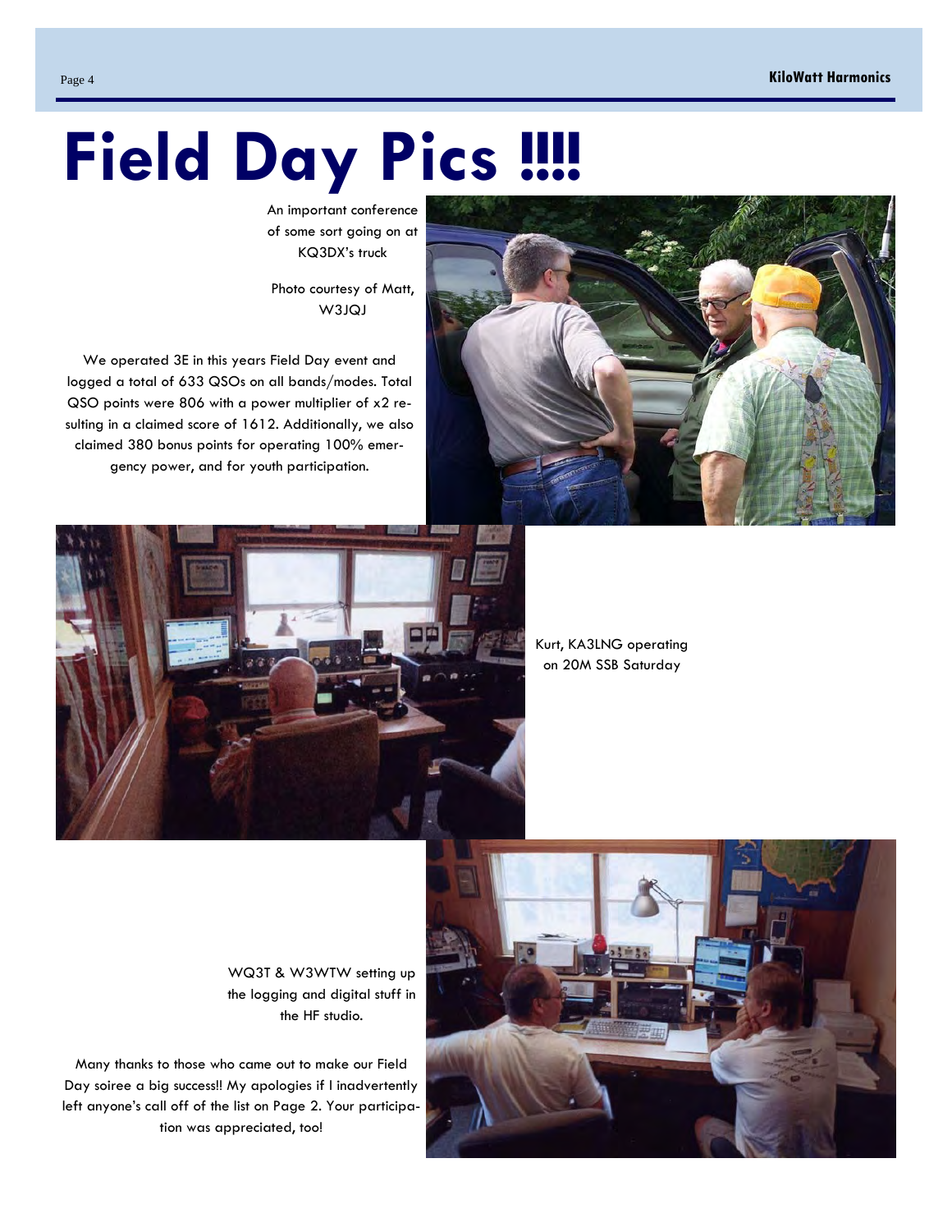# Field Day Pics !!!!

An important conference of some sort going on at KQ3DX's truck

Photo courtesy of Matt, W3JQJ

We operated 3E in this years Field Day event and logged a total of 633 QSOs on all bands/modes. Total QSO points were 806 with a power multiplier of x2 resulting in a claimed score of 1612. Additionally, we also claimed 380 bonus points for operating 100% emergency power, and for youth participation.

Kurt, KA3LNG operating on 20M SSB Saturday

WQ3T & W3WTW setting up the logging and digital stuff in the HF studio.

Many thanks to those who came out to make our Field Day soiree a big success!! My apologies if I inadvertently left anyone's call off of the list on Page 2. Your participation was appreciated, too!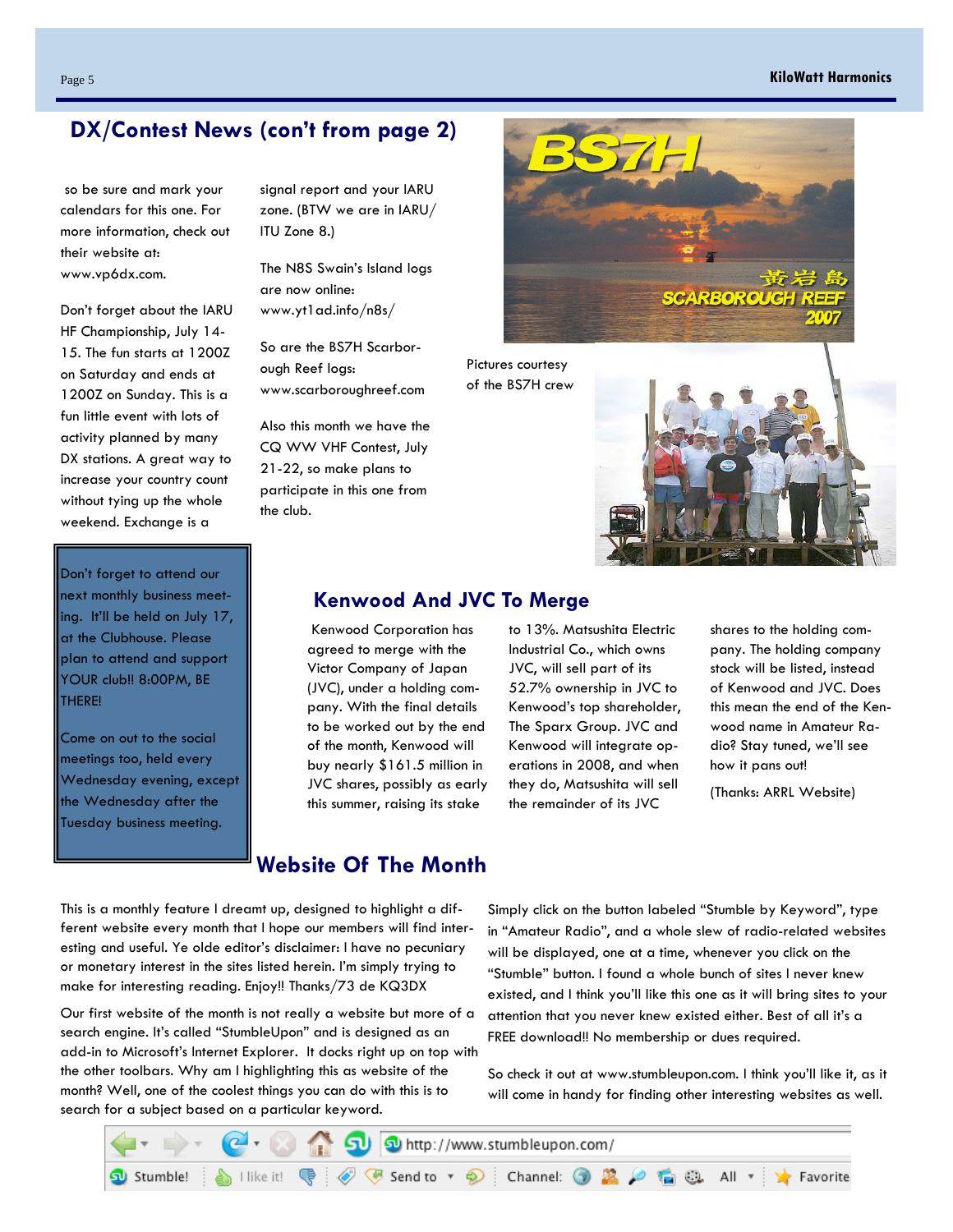## DX/Contest News (con't from page 2)

so be sure and mark your calendars for this one. For more information, check out their website at: www.vp6dx.com.

Don't forget about the IARU HF Championship, July 14-15. The fun starts at 1200Z on Saturday and ends at 1200Z on Sunday. This is a fun little event with lots of activity planned by many DX stations. A great way to increase your country count without tying up the whole weekend. Exchange is a signal report and your IARU zone. (BTW we are in IARU/ ITU Zone 8.)

The N8S Swain's Island logs are now online: www.yt1ad.info/n8s/

So are the BS7H Scarborough Reef logs: www.scarboroughreef.com

Also this month we have the CQ WW VHF Contest, July 21-22, so make plans to participate in this one from the club.

Pictures courtesy of the BS7H crew

Don't forget to attend our next monthly business meeting. It'll be held on July 17, at the Clubhouse. Please plan to attend and support YOUR club!! 8:00PM, BE THERE!

Come on out to the social meetings too, held every Wednesday evening, except the Wednesday after the Tuesday business meeting.

## Kenwood And JVC To Merge

Kenwood Corporation has agreed to merge with the Victor Company of Japan (JVC), under a holding company. With the final details to be worked out by the end of the month, Kenwood will buy nearly $161.5 million in JVC shares, possibly as early this summer, raising its stake to 13%. Matsushita Electric Industrial Co., which owns JVC, will sell part of its 52.7% ownership in JVC to Kenwood's top shareholder, The Sparx Group. JVC and Kenwood will integrate operations in 2008, and when they do, Matsushita will sell the remainder of its JVC shares to the holding company. The holding company stock will be listed, instead of Kenwood and JVC. Does this mean the end of the Kenwood name in Amateur Radio? Stay tuned, we'll see how it pans out!

(Thanks: ARRL Website)

## Website Of The Month

This is a monthly feature I dreamt up, designed to highlight a different website every month that I hope our members will find interesting and useful. Ye olde editor's disclaimer: I have no pecuniary or monetary interest in the sites listed herein. I'm simply trying to make for interesting reading. Enjoy!! Thanks/73 de KQ3DX

Our first website of the month is not really a website but more of a search engine. It's called "StumbleUpon" and is designed as an add-in to Microsoft's Internet Explorer. It docks right up on top with the other toolbars. Why am I highlighting this as website of the month? Well, one of the coolest things you can do with this is to search for a subject based on a particular keyword.

Simply click on the button labeled "Stumble by Keyword", type in "Amateur Radio", and a whole slew of radio-related websites will be displayed, one at a time, whenever you click on the "Stumble" button. I found a whole bunch of sites I never knew existed, and I think you'll like this one as it will bring sites to your attention that you never knew existed either. Best of all it's a FREE download!! No membership or dues required.

So check it out at www.stumbleupon.com. I think you'll like it, as it will come in handy for finding other interesting websites as well.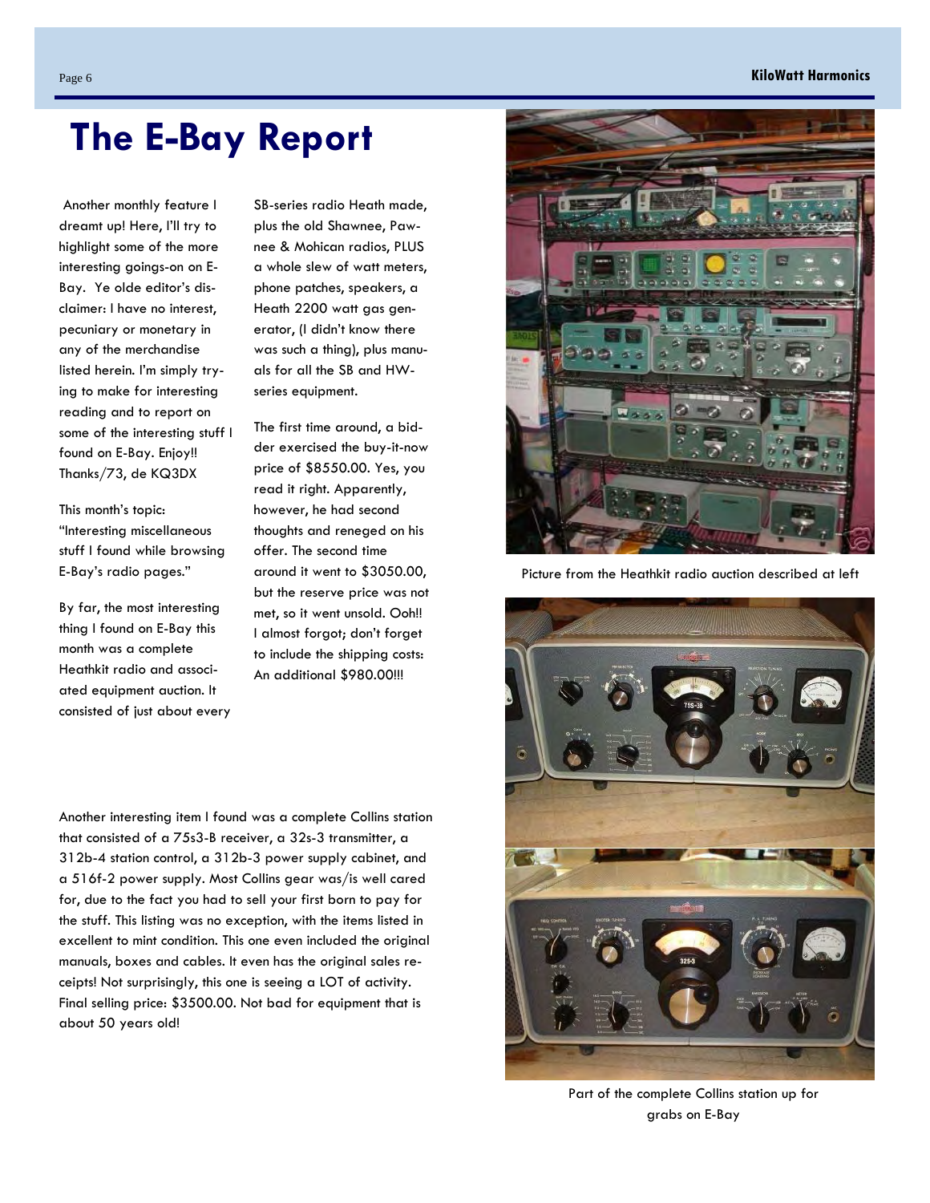# The E-Bay Report

Another monthly feature I dreamt up! Here, I'll try to highlight some of the more interesting goings-on on E-Bay. Ye olde editor's disclaimer: I have no interest, pecuniary or monetary in any of the merchandise listed herein. I'm simply trying to make for interesting reading and to report on some of the interesting stuff I found on E-Bay. Enjoy!! Thanks/73, de KQ3DX

This month's topic: "Interesting miscellaneous stuff I found while browsing E-Bay's radio pages."

By far, the most interesting thing I found on E-Bay this month was a complete Heathkit radio and associated equipment auction. It consisted of just about every SB-series radio Heath made, plus the old Shawnee, Pawnee & Mohican radios, PLUS a whole slew of watt meters, phone patches, speakers, a Heath 2200 watt gas generator, (I didn't know there was such a thing), plus manuals for all the SB and HW-series equipment.

The first time around, a bidder exercised the buy-it-now price of $8550.00. Yes, you read it right. Apparently, however, he had second thoughts and reneged on his offer. The second time around it went to $3050.00, but the reserve price was not met, so it went unsold. Ooh!! I almost forgot; don't forget to include the shipping costs: An additional $980.00!!!

Picture from the Heathkit radio auction described at left

Another interesting item I found was a complete Collins station that consisted of a 75s3-B receiver, a 32s-3 transmitter, a 312b-4 station control, a 312b-3 power supply cabinet, and a 516f-2 power supply. Most Collins gear was/is well cared for, due to the fact you had to sell your first born to pay for the stuff. This listing was no exception, with the items listed in excellent to mint condition. This one even included the original manuals, boxes and cables. It even has the original sales receipts! Not surprisingly, this one is seeing a LOT of activity. Final selling price: $3500.00. Not bad for equipment that is about 50 years old!

Part of the complete Collins station up for grabs on E-Bay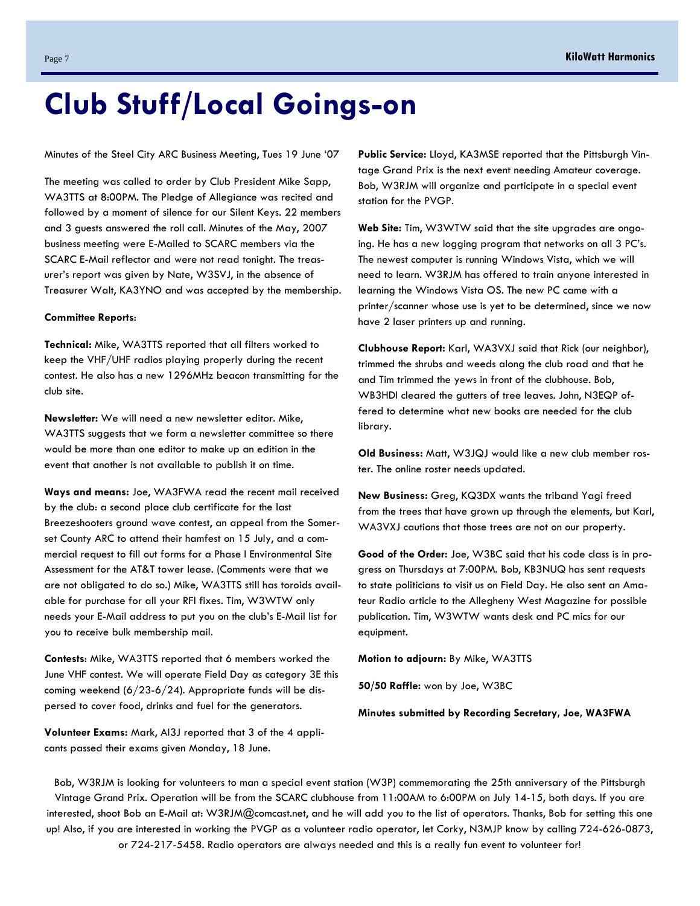# Club Stuff/Local Goings-on

Minutes of the Steel City ARC Business Meeting, Tues 19 June '07

The meeting was called to order by Club President Mike Sapp, WA3TTS at 8:00PM. The Pledge of Allegiance was recited and followed by a moment of silence for our Silent Keys. 22 members and 3 guests answered the roll call. Minutes of the May, 2007 business meeting were E-Mailed to SCARC members via the SCARC E-Mail reflector and were not read tonight. The treasurer's report was given by Nate, W3SVJ, in the absence of Treasurer Walt, KA3YNO and was accepted by the membership.

**Committee Reports**:

**Technical:** Mike, WA3TTS reported that all filters worked to keep the VHF/UHF radios playing properly during the recent contest. He also has a new 1296MHz beacon transmitting for the club site.

**Newsletter:** We will need a new newsletter editor. Mike, WA3TTS suggests that we form a newsletter committee so there would be more than one editor to make up an edition in the event that another is not available to publish it on time.

**Ways and means:** Joe, WA3FWA read the recent mail received by the club: a second place club certificate for the last Breezeshooters ground wave contest, an appeal from the Somerset County ARC to attend their hamfest on 15 July, and a commercial request to fill out forms for a Phase I Environmental Site Assessment for the AT&T tower lease. (Comments were that we are not obligated to do so.) Mike, WA3TTS still has toroids available for purchase for all your RFI fixes. Tim, W3WTW only needs your E-Mail address to put you on the club's E-Mail list for you to receive bulk membership mail.

**Contests**: Mike, WA3TTS reported that 6 members worked the June VHF contest. We will operate Field Day as category 3E this coming weekend (6/23-6/24). Appropriate funds will be dispersed to cover food, drinks and fuel for the generators.

**Volunteer Exams:** Mark, AI3J reported that 3 of the 4 applicants passed their exams given Monday, 18 June.

**Public Service:** Lloyd, KA3MSE reported that the Pittsburgh Vintage Grand Prix is the next event needing Amateur coverage. Bob, W3RJM will organize and participate in a special event station for the PVGP.

**Web Site:** Tim, W3WTW said that the site upgrades are ongoing. He has a new logging program that networks on all 3 PC's. The newest computer is running Windows Vista, which we will need to learn. W3RJM has offered to train anyone interested in learning the Windows Vista OS. The new PC came with a printer/scanner whose use is yet to be determined, since we now have 2 laser printers up and running.

**Clubhouse Report:** Karl, WA3VXJ said that Rick (our neighbor), trimmed the shrubs and weeds along the club road and that he and Tim trimmed the yews in front of the clubhouse. Bob, WB3HDI cleared the gutters of tree leaves. John, N3EQP offered to determine what new books are needed for the club library.

**Old Business:** Matt, W3JQJ would like a new club member roster. The online roster needs updated.

**New Business:** Greg, KQ3DX wants the triband Yagi freed from the trees that have grown up through the elements, but Karl, WA3VXJ cautions that those trees are not on our property.

**Good of the Order:** Joe, W3BC said that his code class is in progress on Thursdays at 7:00PM. Bob, KB3NUQ has sent requests to state politicians to visit us on Field Day. He also sent an Amateur Radio article to the Allegheny West Magazine for possible publication. Tim, W3WTW wants desk and PC mics for our equipment.

**Motion to adjourn:** By Mike, WA3TTS

**50/50 Raffle:** won by Joe, W3BC

**Minutes submitted by Recording Secretary, Joe, WA3FWA**

Bob, W3RJM is looking for volunteers to man a special event station (W3P) commemorating the 25th anniversary of the Pittsburgh Vintage Grand Prix. Operation will be from the SCARC clubhouse from 11:00AM to 6:00PM on July 14-15, both days. If you are interested, shoot Bob an E-Mail at: W3RJM@comcast.net, and he will add you to the list of operators. Thanks, Bob for setting this one up! Also, if you are interested in working the PVGP as a volunteer radio operator, let Corky, N3MJP know by calling 724-626-0873, or 724-217-5458. Radio operators are always needed and this is a really fun event to volunteer for!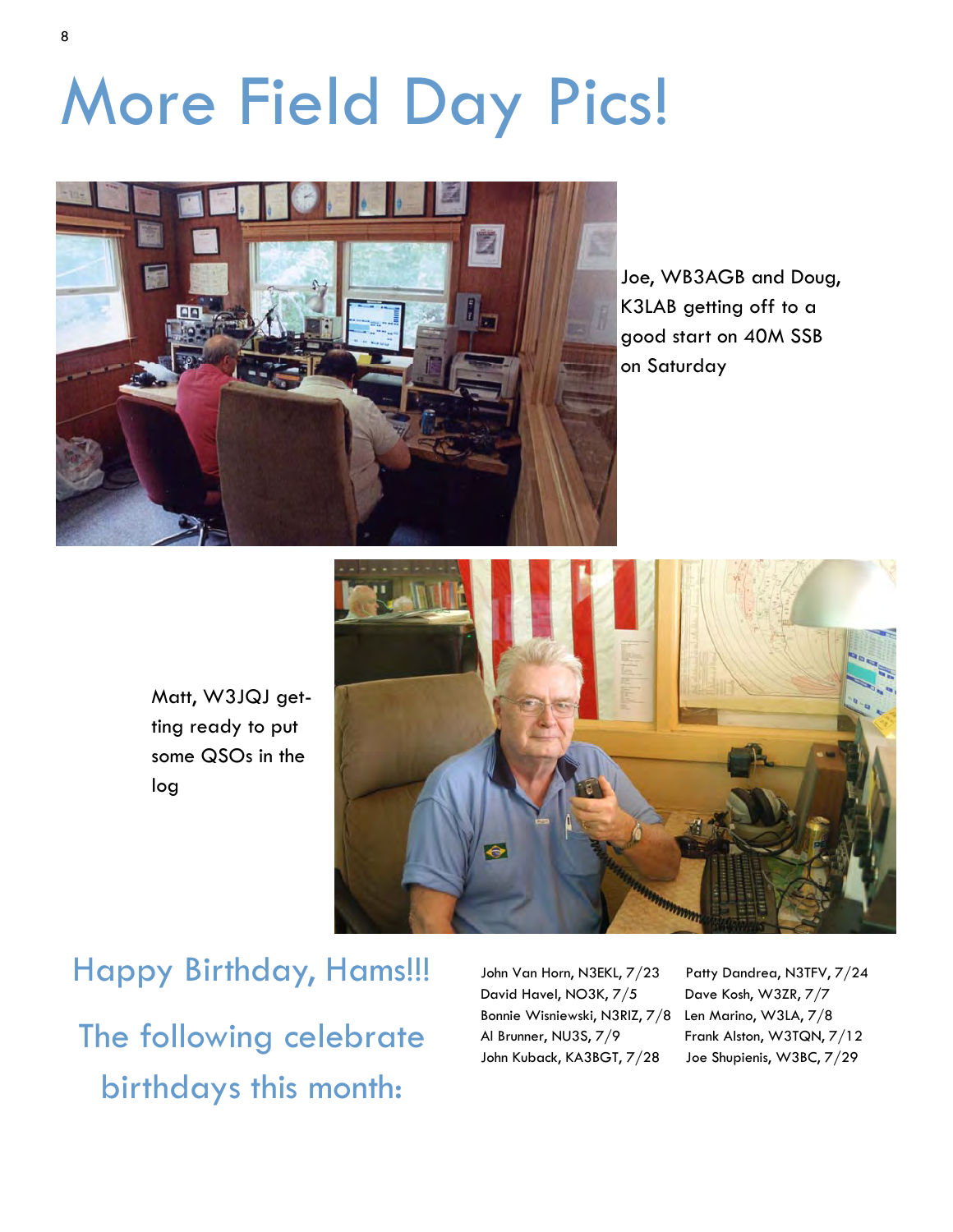# More Field Day Pics!

Joe, WB3AGB and Doug, K3LAB getting off to a good start on 40M SSB on Saturday

Matt, W3JQJ getting ready to put some QSOs in the log

## Happy Birthday, Hams!!!

## The following celebrate birthdays this month:

John Van Horn, N3EKL, 7/23
David Havel, NO3K, 7/5
Bonnie Wisniewski, N3RIZ, 7/8
Al Brunner, NU3S, 7/9
John Kuback, KA3BGT, 7/28
Patty Dandrea, N3TFV, 7/24
Dave Kosh, W3ZR, 7/7
Len Marino, W3LA, 7/8
Frank Alston, W3TQN, 7/12
Joe Shupienis, W3BC, 7/29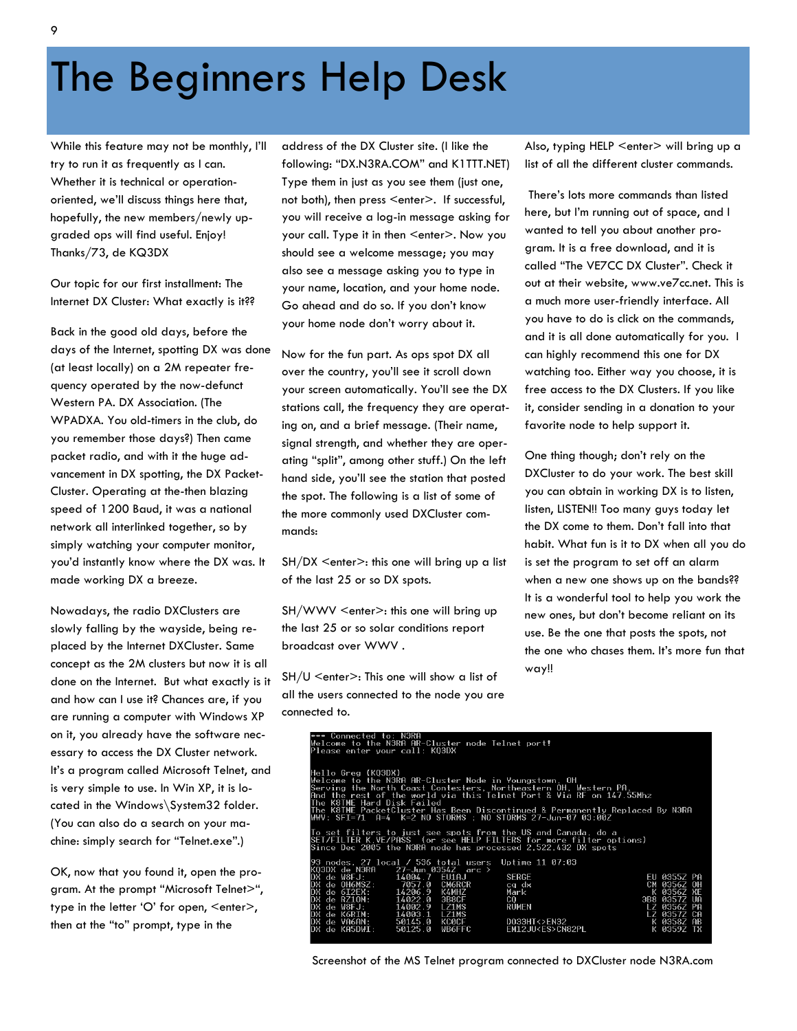# The Beginners Help Desk

While this feature may not be monthly, I'll try to run it as frequently as I can. Whether it is technical or operation-oriented, we'll discuss things here that, hopefully, the new members/newly upgraded ops will find useful. Enjoy! Thanks/73, de KQ3DX

Our topic for our first installment: The Internet DX Cluster: What exactly is it??

Back in the good old days, before the days of the Internet, spotting DX was done (at least locally) on a 2M repeater frequency operated by the now-defunct Western PA. DX Association. (The WPADXA. You old-timers in the club, do you remember those days?) Then came packet radio, and with it the huge advancement in DX spotting, the DX PacketCluster. Operating at the-then blazing speed of 1200 Baud, it was a national network all interlinked together, so by simply watching your computer monitor, you'd instantly know where the DX was. It made working DX a breeze.

Nowadays, the radio DXClusters are slowly falling by the wayside, being replaced by the Internet DXCluster. Same concept as the 2M clusters but now it is all done on the Internet. But what exactly is it and how can I use it? Chances are, if you are running a computer with Windows XP on it, you already have the software necessary to access the DX Cluster network. It's a program called Microsoft Telnet, and is very simple to use. In Win XP, it is located in the Windows\System32 folder. (You can also do a search on your machine: simply search for "Telnet.exe".)

OK, now that you found it, open the program. At the prompt "Microsoft Telnet>", type in the letter 'O' for open, <enter>, then at the "to" prompt, type in the address of the DX Cluster site. (I like the following: "DX.N3RA.COM" and K1TTT.NET) Type them in just as you see them (just one, not both), then press <enter>. If successful, you will receive a log-in message asking for your call. Type it in then <enter>. Now you should see a welcome message; you may also see a message asking you to type in your name, location, and your home node. Go ahead and do so. If you don't know your home node don't worry about it.

Now for the fun part. As ops spot DX all over the country, you'll see it scroll down your screen automatically. You'll see the DX stations call, the frequency they are operating on, and a brief message. (Their name, signal strength, and whether they are operating "split", among other stuff.) On the left hand side, you'll see the station that posted the spot. The following is a list of some of the more commonly used DXCluster commands:

SH/DX <enter>: this one will bring up a list of the last 25 or so DX spots.

SH/WWV <enter>: this one will bring up the last 25 or so solar conditions report broadcast over WWV .

SH/U <enter>: This one will show a list of all the users connected to the node you are connected to.

Also, typing HELP <enter> will bring up a list of all the different cluster commands.

There's lots more commands than listed here, but I'm running out of space, and I wanted to tell you about another program. It is a free download, and it is called "The VE7CC DX Cluster". Check it out at their website, www.ve7cc.net. This is a much more user-friendly interface. All you have to do is click on the commands, and it is all done automatically for you. I can highly recommend this one for DX watching too. Either way you choose, it is set the program to set off an alarm when a new one shows up on the bands?? It is a wonderful tool to help you work the new ones, but don't become reliant on its use. Be the one that posts the spots, not the one who chases them. It's more fun that way!!

One thing though; don't rely on the DXCluster to do your work. The best skill you can obtain in working DX is to listen, listen, LISTEN!! Too many guys today let the DX come to them. Don't fall into that habit. What fun is it to DX when all you do is set the program to set off an alarm when a new one shows up on the bands?? It is a wonderful tool to help you work the new ones, but don't become reliant on its use. Be the one that posts the spots, not the one who chases them. It's more fun that way!!

```
*** Connected to: N3RA
Welcome to the N3RA AR-Cluster node Telnet port!
Please enter your call: KQ3DX

Hello Greg (KQ3DX)
Welcome to the N3RA AR-Cluster Node in Youngstown, OH
Serving the North Coast Contesters, Northeastern OH, Western PA,
And the rest of the world via this Telnet Port & Via RF on 147.55Mhz
The K8TME Hard Disk Failed
The K8TME PacketCluster Has Been Discontinued & Permanently Replaced By N3RA
WWV: SFI=71  A=4  K=2 NO STORMS : NO STORMS 27-Jun-07 03:00Z

To set filters to just see spots from the US and Canada, do a
SET/FILTER K,VE/PASS  (or see HELP FILTERS for more filter options)
Since Dec 2005 the N3RA node has processed 2,522,432 DX spots

93 nodes, 27 local / 536 total users  Uptime 11 07:03
KQ3DX de N3RA    27-Jun 0354Z  arc >
DX de W8FJ:     14004.7  EU1AJ        SERGE                    EU 0355Z PA
DX de OH6MSZ:    7057.0  CM6RCR       cq dx                    CM 0356Z OH
DX de 6I2EX:    14206.9  K4MHZ        Mark                      K 0356Z KE
DX de RZ10M:    14022.0  3B8CF        CQ                      3B8 0357Z UA
DX de W8FJ:     14002.9  LZ1MS        RUMEN                    LZ 0356Z PA
DX de K6RIM:    14003.1  LZ1MS                                 LZ 0357Z CA
DX de VA6AN:    50145.0  KC0CF        DO33HT<>EN32              K 0358Z AB
DX de KA5DWI:   50125.0  WB6FFC       EM12JU<ES>CN82PL          K 0359Z TX
```

Screenshot of the MS Telnet program connected to DXCluster node N3RA.com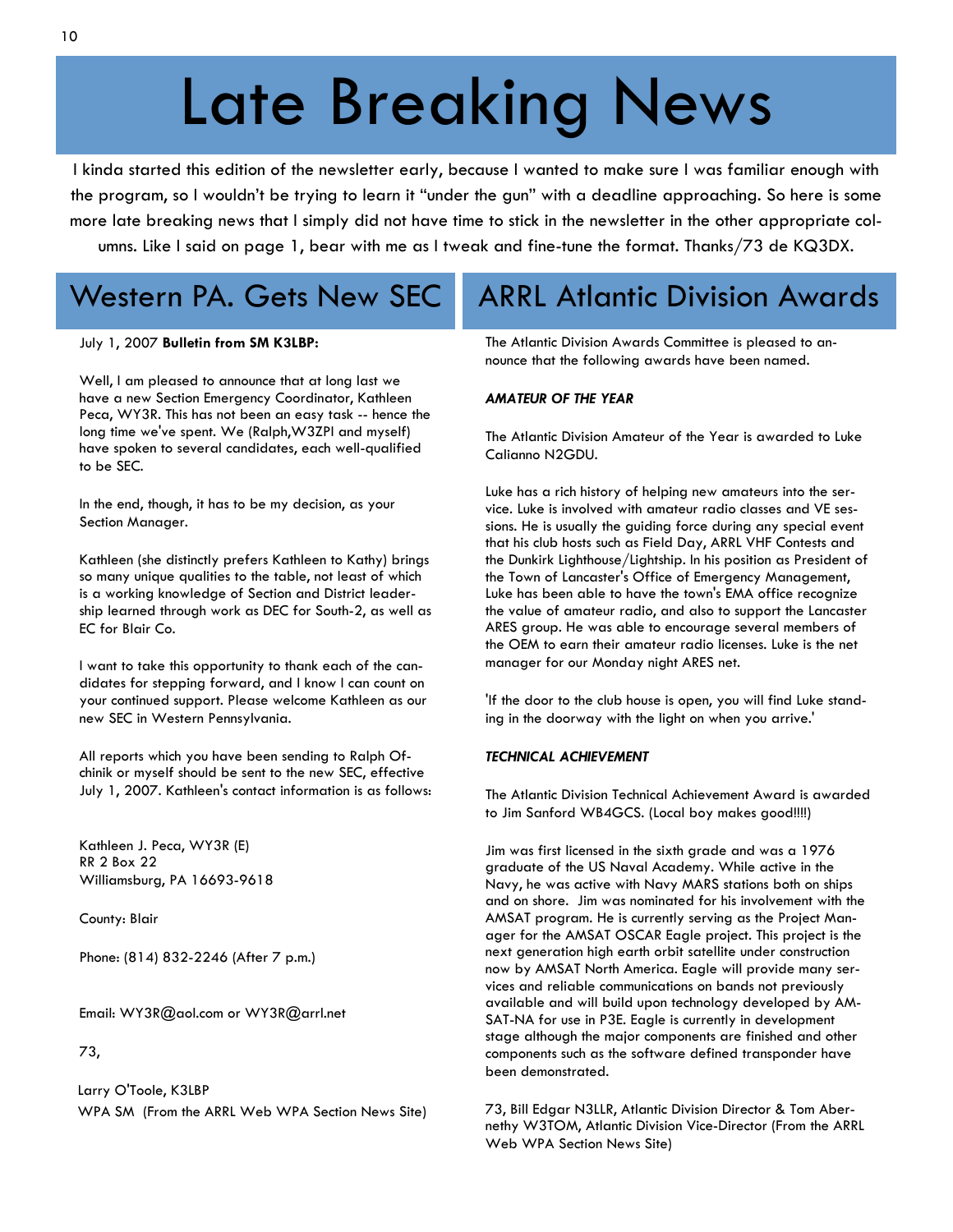# Late Breaking News

I kinda started this edition of the newsletter early, because I wanted to make sure I was familiar enough with the program, so I wouldn't be trying to learn it "under the gun" with a deadline approaching. So here is some more late breaking news that I simply did not have time to stick in the newsletter in the other appropriate columns. Like I said on page 1, bear with me as I tweak and fine-tune the format. Thanks/73 de KQ3DX.

## Western PA. Gets New SEC

July 1, 2007 **Bulletin from SM K3LBP:**

Well, I am pleased to announce that at long last we have a new Section Emergency Coordinator, Kathleen Peca, WY3R. This has not been an easy task -- hence the long time we've spent. We (Ralph,W3ZPI and myself) have spoken to several candidates, each well-qualified to be SEC.

In the end, though, it has to be my decision, as your Section Manager.

Kathleen (she distinctly prefers Kathleen to Kathy) brings so many unique qualities to the table, not least of which is a working knowledge of Section and District leadership learned through work as DEC for South-2, as well as EC for Blair Co.

I want to take this opportunity to thank each of the candidates for stepping forward, and I know I can count on your continued support. Please welcome Kathleen as our new SEC in Western Pennsylvania.

All reports which you have been sending to Ralph Ofchinik or myself should be sent to the new SEC, effective July 1, 2007. Kathleen's contact information is as follows:

Kathleen J. Peca, WY3R (E)
RR 2 Box 22
Williamsburg, PA 16693-9618

County: Blair

Phone: (814) 832-2246 (After 7 p.m.)

Email: WY3R@aol.com or WY3R@arrl.net

73,

Larry O'Toole, K3LBP
WPA SM (From the ARRL Web WPA Section News Site)

## ARRL Atlantic Division Awards

The Atlantic Division Awards Committee is pleased to announce that the following awards have been named.

***AMATEUR OF THE YEAR***

The Atlantic Division Amateur of the Year is awarded to Luke Calianno N2GDU.

Luke has a rich history of helping new amateurs into the service. Luke is involved with amateur radio classes and VE sessions. He is usually the guiding force during any special event that his club hosts such as Field Day, ARRL VHF Contests and the Dunkirk Lighthouse/Lightship. In his position as President of the Town of Lancaster's Office of Emergency Management, Luke has been able to have the town's EMA office recognize the value of amateur radio, and also to support the Lancaster ARES group. He was able to encourage several members of the OEM to earn their amateur radio licenses. Luke is the net manager for our Monday night ARES net.

'If the door to the club house is open, you will find Luke standing in the doorway with the light on when you arrive.'

***TECHNICAL ACHIEVEMENT***

The Atlantic Division Technical Achievement Award is awarded to Jim Sanford WB4GCS. (Local boy makes good!!!!)

Jim was first licensed in the sixth grade and was a 1976 graduate of the US Naval Academy. While active in the Navy, he was active with Navy MARS stations both on ships and on shore. Jim was nominated for his involvement with the AMSAT program. He is currently serving as the Project Manager for the AMSAT OSCAR Eagle project. This project is the next generation high earth orbit satellite under construction now by AMSAT North America. Eagle will provide many services and reliable communications on bands not previously available and will build upon technology developed by AMSAT-NA for use in P3E. Eagle is currently in development stage although the major components are finished and other components such as the software defined transponder have been demonstrated.

73, Bill Edgar N3LLR, Atlantic Division Director & Tom Abernethy W3TOM, Atlantic Division Vice-Director (From the ARRL Web WPA Section News Site)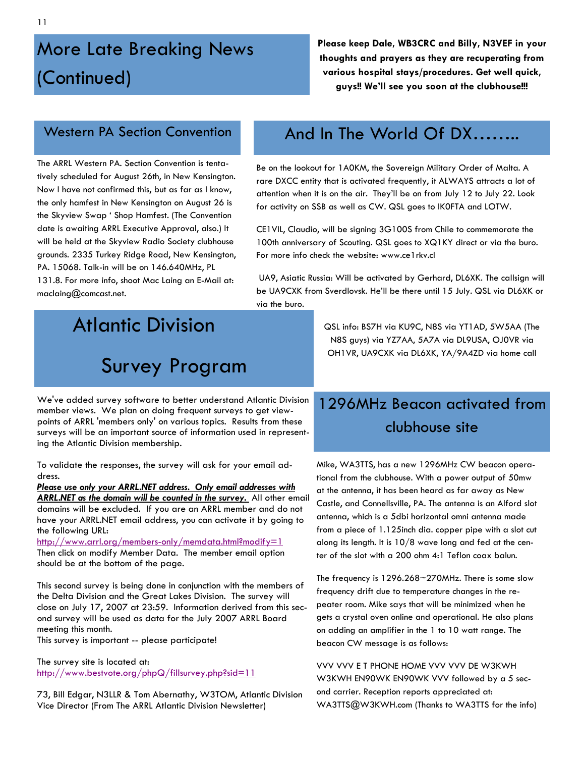# More Late Breaking News (Continued)

**Please keep Dale, WB3CRC and Billy, N3VEF in your thoughts and prayers as they are recuperating from various hospital stays/procedures. Get well quick, guys!! We'll see you soon at the clubhouse!!!**

## Western PA Section Convention

The ARRL Western PA. Section Convention is tentatively scheduled for August 26th, in New Kensington. Now I have not confirmed this, but as far as I know, the only hamfest in New Kensington on August 26 is the Skyview Swap ' Shop Hamfest. (The Convention date is awaiting ARRL Executive Approval, also.) It will be held at the Skyview Radio Society clubhouse grounds. 2335 Turkey Ridge Road, New Kensington, PA. 15068. Talk-in will be on 146.640MHz, PL 131.8. For more info, shoot Mac Laing an E-Mail at: maclaing@comcast.net.

## Atlantic Division Survey Program

We've added survey software to better understand Atlantic Division member views. We plan on doing frequent surveys to get viewpoints of ARRL 'members only' on various topics. Results from these surveys will be an important source of information used in representing the Atlantic Division membership.

To validate the responses, the survey will ask for your email address.

***Please use only your ARRL.NET address. Only email addresses with ARRL.NET as the domain will be counted in the survey.*** All other email domains will be excluded. If you are an ARRL member and do not have your ARRL.NET email address, you can activate it by going to the following URL:

http://www.arrl.org/members-only/memdata.html?modify=1

Then click on modify Member Data. The member email option should be at the bottom of the page.

This second survey is being done in conjunction with the members of the Delta Division and the Great Lakes Division. The survey will close on July 17, 2007 at 23:59. Information derived from this second survey will be used as data for the July 2007 ARRL Board meeting this month.

This survey is important -- please participate!

The survey site is located at:
http://www.bestvote.org/phpQ/fillsurvey.php?sid=11

73, Bill Edgar, N3LLR & Tom Abernathy, W3TOM, Atlantic Division Vice Director (From The ARRL Atlantic Division Newsletter)

## And In The World Of DX……..

Be on the lookout for 1A0KM, the Sovereign Military Order of Malta. A rare DXCC entity that is activated frequently, it ALWAYS attracts a lot of attention when it is on the air. They'll be on from July 12 to July 22. Look for activity on SSB as well as CW. QSL goes to IK0FTA and LOTW.

CE1VIL, Claudio, will be signing 3G100S from Chile to commemorate the 100th anniversary of Scouting. QSL goes to XQ1KY direct or via the buro. For more info check the website: www.ce1rkv.cl

UA9, Asiatic Russia: Will be activated by Gerhard, DL6XK. The callsign will be UA9CXK from Sverdlovsk. He'll be there until 15 July. QSL via DL6XK or via the buro.

QSL info: BS7H via KU9C, N8S via YT1AD, 5W5AA (The N8S guys) via YZ7AA, 5A7A via DL9USA, OJ0VR via OH1VR, UA9CXK via DL6XK, YA/9A4ZD via home call

## 1296MHz Beacon activated from clubhouse site

Mike, WA3TTS, has a new 1296MHz CW beacon operational from the clubhouse. With a power output of 50mw at the antenna, it has been heard as far away as New Castle, and Connellsville, PA. The antenna is an Alford slot antenna, which is a 5dbi horizontal omni antenna made from a piece of 1.125inch dia. copper pipe with a slot cut along its length. It is 10/8 wave long and fed at the center of the slot with a 200 ohm 4:1 Teflon coax balun.

The frequency is 1296.268~270MHz. There is some slow frequency drift due to temperature changes in the repeater room. Mike says that will be minimized when he gets a crystal oven online and operational. He also plans on adding an amplifier in the 1 to 10 watt range. The beacon CW message is as follows:

VVV VVV E T PHONE HOME VVV VVV DE W3KWH W3KWH EN90WK EN90WK VVV followed by a 5 second carrier. Reception reports appreciated at: WA3TTS@W3KWH.com (Thanks to WA3TTS for the info)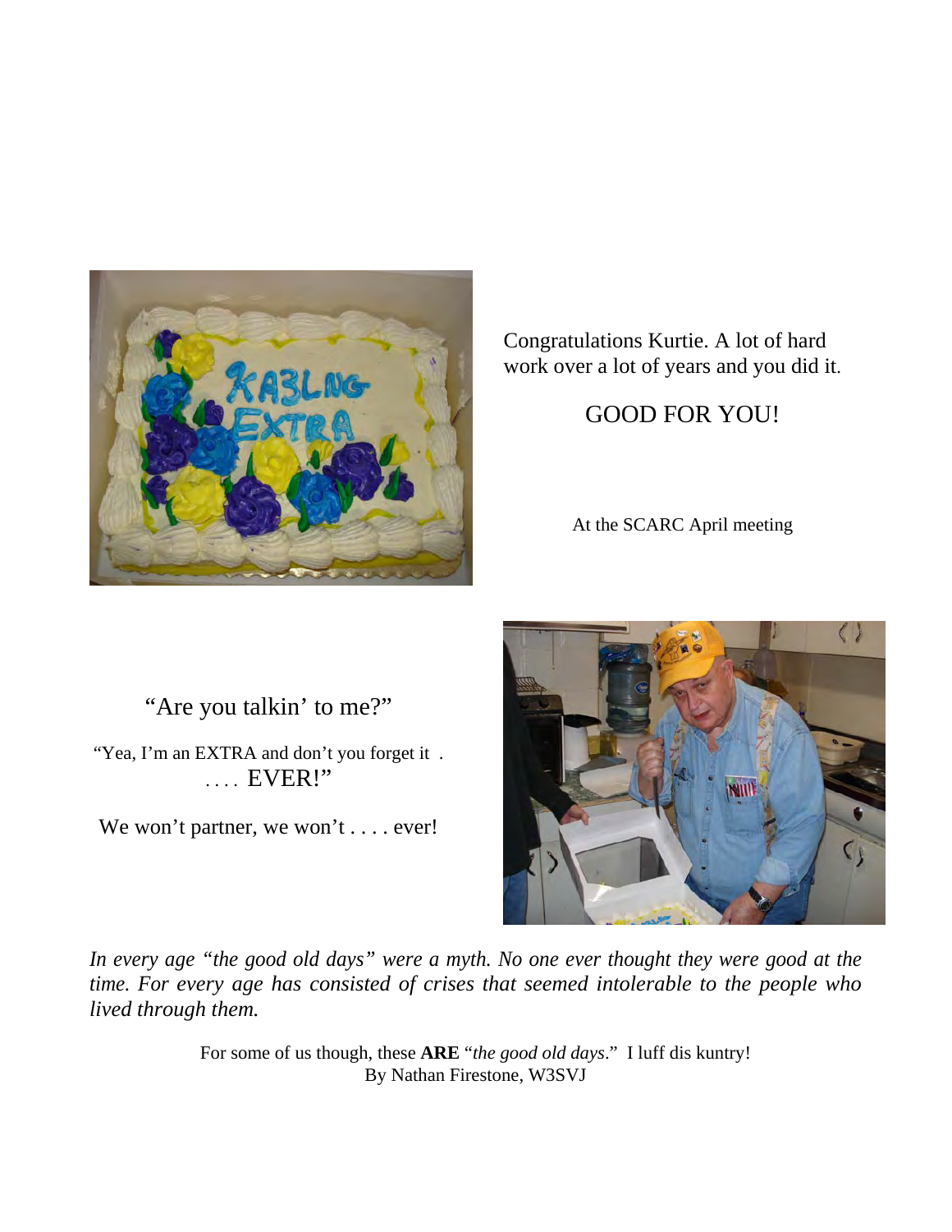Congratulations Kurtie. A lot of hard work over a lot of years and you did it.

GOOD FOR YOU!

At the SCARC April meeting

"Are you talkin' to me?"

"Yea, I'm an EXTRA and don't you forget it . . . . . EVER!"

We won't partner, we won't . . . . ever!

*In every age "the good old days" were a myth. No one ever thought they were good at the time. For every age has consisted of crises that seemed intolerable to the people who lived through them.*

For some of us though, these **ARE** "*the good old days*." I luff dis kuntry!
By Nathan Firestone, W3SVJ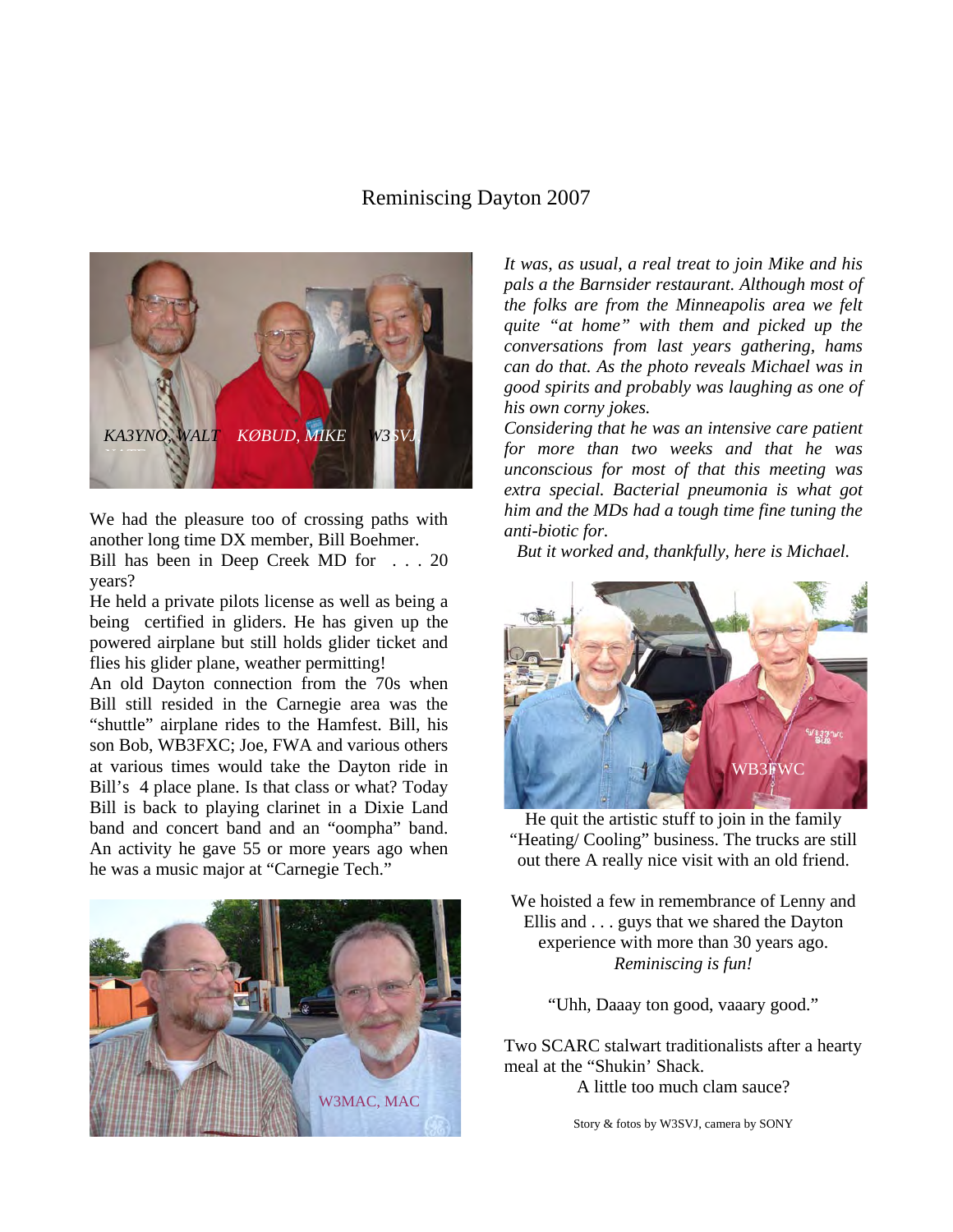# Reminiscing Dayton 2007

KA3YNO, WALT KØBUD, MIKE W3SVJ

We had the pleasure too of crossing paths with another long time DX member, Bill Boehmer. Bill has been in Deep Creek MD for . . . 20 years?

He held a private pilots license as well as being a being certified in gliders. He has given up the powered airplane but still holds glider ticket and flies his glider plane, weather permitting!

An old Dayton connection from the 70s when Bill still resided in the Carnegie area was the "shuttle" airplane rides to the Hamfest. Bill, his son Bob, WB3FXC; Joe, FWA and various others at various times would take the Dayton ride in Bill's 4 place plane. Is that class or what? Today Bill is back to playing clarinet in a Dixie Land band and concert band and an "oompha" band. An activity he gave 55 or more years ago when he was a music major at "Carnegie Tech."

W3MAC, MAC

*It was, as usual, a real treat to join Mike and his pals a the Barnsider restaurant. Although most of the folks are from the Minneapolis area we felt quite "at home" with them and picked up the conversations from last years gathering, hams can do that. As the photo reveals Michael was in good spirits and probably was laughing as one of his own corny jokes.*

*Considering that he was an intensive care patient for more than two weeks and that he was unconscious for most of that this meeting was extra special. Bacterial pneumonia is what got him and the MDs had a tough time fine tuning the anti-biotic for.*

*But it worked and, thankfully, here is Michael.*

WB3FWC

He quit the artistic stuff to join in the family "Heating/ Cooling" business. The trucks are still out there A really nice visit with an old friend.

We hoisted a few in remembrance of Lenny and Ellis and . . . guys that we shared the Dayton experience with more than 30 years ago. *Reminiscing is fun!*

"Uhh, Daaay ton good, vaaary good."

Two SCARC stalwart traditionalists after a hearty meal at the "Shukin' Shack.

A little too much clam sauce?

Story & fotos by W3SVJ, camera by SONY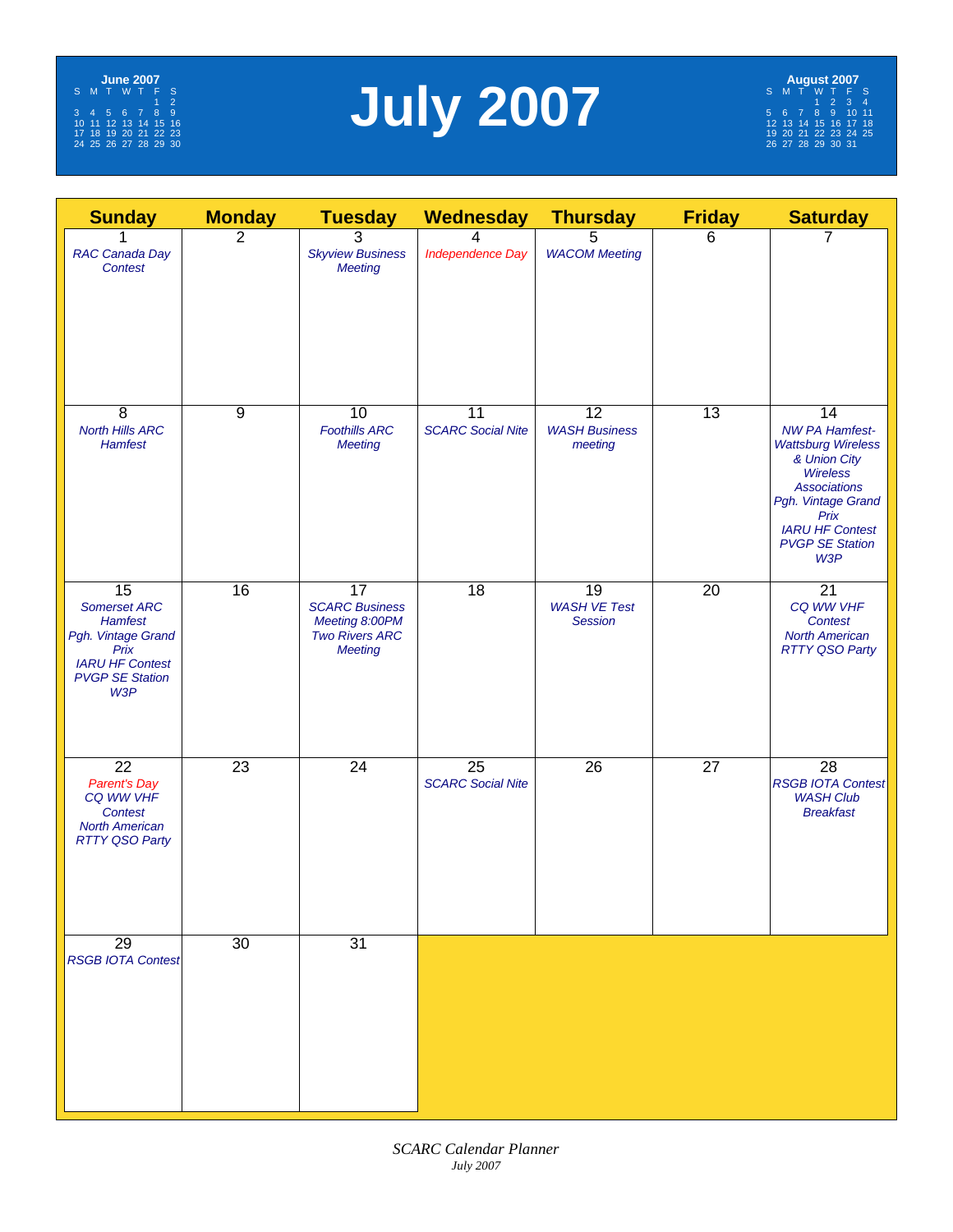# July 2007

**June 2007**

| S | M | T | W | T | F | S |
|---|---|---|---|---|---|---|
| | | | | | 1 | 2 |
| 3 | 4 | 5 | 6 | 7 | 8 | 9 |
| 10 | 11 | 12 | 13 | 14 | 15 | 16 |
| 17 | 18 | 19 | 20 | 21 | 22 | 23 |
| 24 | 25 | 26 | 27 | 28 | 29 | 30 |

**August 2007**

| S | M | T | W | T | F | S |
|---|---|---|---|---|---|---|
| | | | 1 | 2 | 3 | 4 |
| 5 | 6 | 7 | 8 | 9 | 10 | 11 |
| 12 | 13 | 14 | 15 | 16 | 17 | 18 |
| 19 | 20 | 21 | 22 | 23 | 24 | 25 |
| 26 | 27 | 28 | 29 | 30 | 31 | |

| Sunday | Monday | Tuesday | Wednesday | Thursday | Friday | Saturday |
|---|---|---|---|---|---|---|
| 1 *RAC Canada Day Contest* | 2 | 3 *Skyview Business Meeting* | 4 *Independence Day* | 5 *WACOM Meeting* | 6 | 7 |
| 8 *North Hills ARC Hamfest* | 9 | 10 *Foothills ARC Meeting* | 11 *SCARC Social Nite* | 12 *WASH Business meeting* | 13 | 14 *NW PA Hamfest- Wattsburg Wireless & Union City Wireless Associations* *Pgh. Vintage Grand Prix* *IARU HF Contest* *PVGP SE Station W3P* |
| 15 *Somerset ARC Hamfest* *Pgh. Vintage Grand Prix* *IARU HF Contest* *PVGP SE Station W3P* | 16 | 17 *SCARC Business Meeting 8:00PM* *Two Rivers ARC Meeting* | 18 | 19 *WASH VE Test Session* | 20 | 21 *CQ WW VHF Contest* *North American RTTY QSO Party* |
| 22 *Parent's Day* *CQ WW VHF Contest* *North American RTTY QSO Party* | 23 | 24 | 25 *SCARC Social Nite* | 26 | 27 | 28 *RSGB IOTA Contest* *WASH Club Breakfast* |
| 29 *RSGB IOTA Contest* | 30 | 31 | | | | |

*SCARC Calendar Planner*
*July 2007*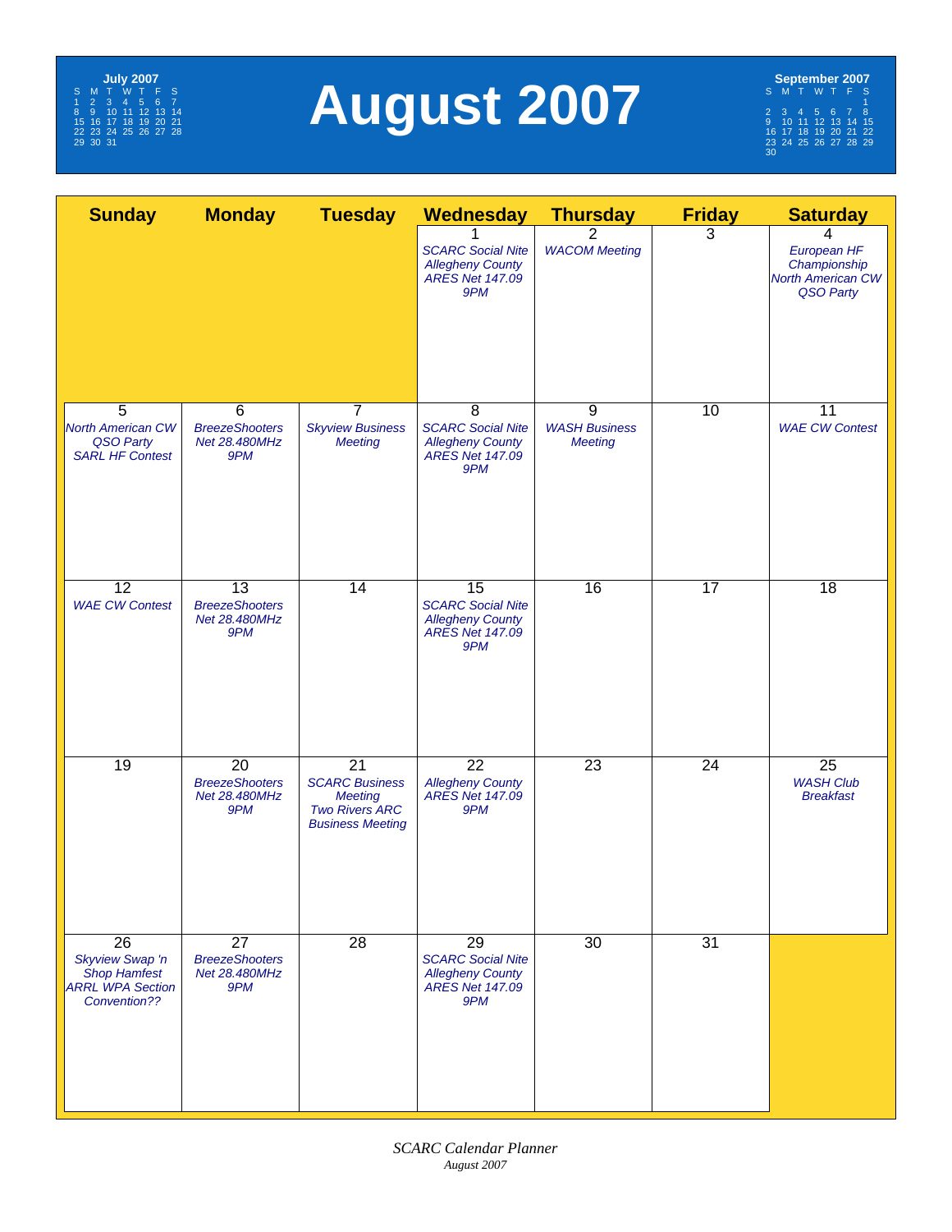# August 2007

**July 2007**

| S | M | T | W | T | F | S |
|---|---|---|---|---|---|---|
| 1 | 2 | 3 | 4 | 5 | 6 | 7 |
| 8 | 9 | 10 | 11 | 12 | 13 | 14 |
| 15 | 16 | 17 | 18 | 19 | 20 | 21 |
| 22 | 23 | 24 | 25 | 26 | 27 | 28 |
| 29 | 30 | 31 | | | | |

**September 2007**

| S | M | T | W | T | F | S |
|---|---|---|---|---|---|---|
| | | | | | | 1 |
| 2 | 3 | 4 | 5 | 6 | 7 | 8 |
| 9 | 10 | 11 | 12 | 13 | 14 | 15 |
| 16 | 17 | 18 | 19 | 20 | 21 | 22 |
| 23 | 24 | 25 | 26 | 27 | 28 | 29 |
| 30 | | | | | | |

| Sunday | Monday | Tuesday | Wednesday | Thursday | Friday | Saturday |
|---|---|---|---|---|---|---|
| | | | 1 *SCARC Social Nite Allegheny County ARES Net 147.09 9PM* | 2 *WACOM Meeting* | 3 | 4 *European HF Championship North American CW QSO Party* |
| 5 *North American CW QSO Party SARL HF Contest* | 6 *BreezeShooters Net 28.480MHz 9PM* | 7 *Skyview Business Meeting* | 8 *SCARC Social Nite Allegheny County ARES Net 147.09 9PM* | 9 *WASH Business Meeting* | 10 | 11 *WAE CW Contest* |
| 12 *WAE CW Contest* | 13 *BreezeShooters Net 28.480MHz 9PM* | 14 | 15 *SCARC Social Nite Allegheny County ARES Net 147.09 9PM* | 16 | 17 | 18 |
| 19 | 20 *BreezeShooters Net 28.480MHz 9PM* | 21 *SCARC Business Meeting Two Rivers ARC Business Meeting* | 22 *Allegheny County ARES Net 147.09 9PM* | 23 | 24 | 25 *WASH Club Breakfast* |
| 26 *Skyview Swap 'n Shop Hamfest ARRL WPA Section Convention??* | 27 *BreezeShooters Net 28.480MHz 9PM* | 28 | 29 *SCARC Social Nite Allegheny County ARES Net 147.09 9PM* | 30 | 31 | |

*SCARC Calendar Planner*
*August 2007*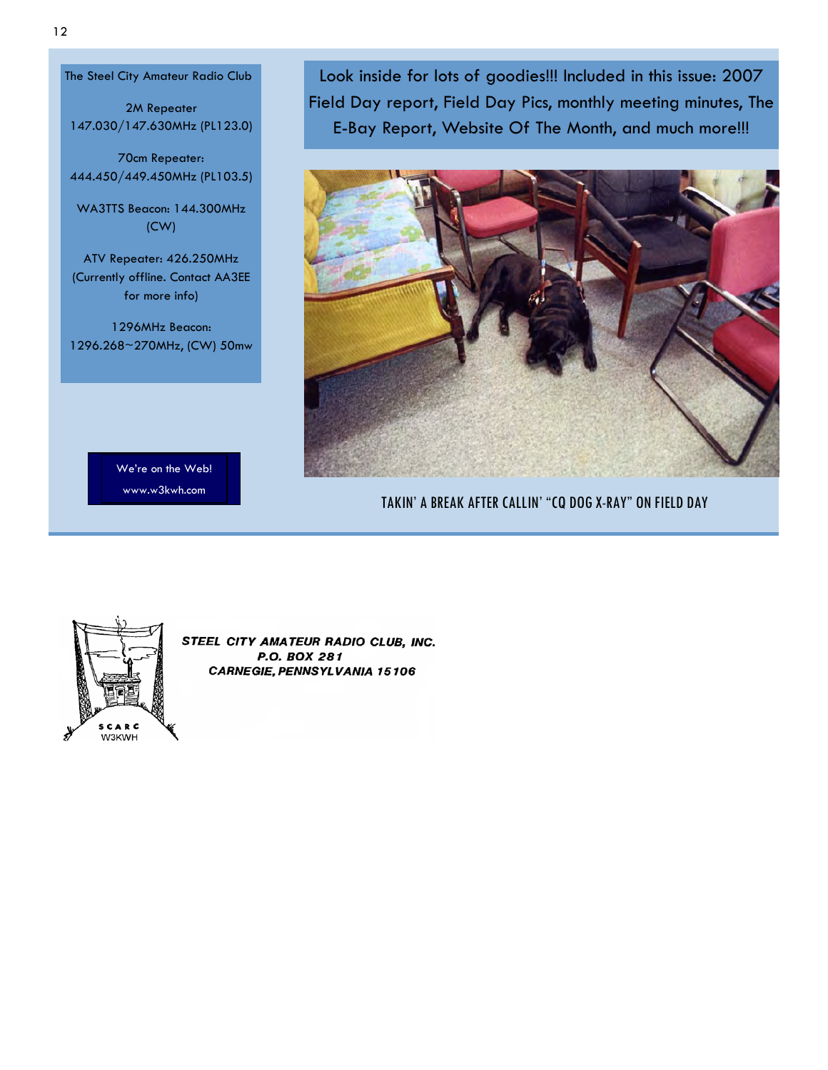The Steel City Amateur Radio Club

2M Repeater
147.030/147.630MHz (PL123.0)

70cm Repeater:
444.450/449.450MHz (PL103.5)

WA3TTS Beacon: 144.300MHz (CW)

ATV Repeater: 426.250MHz (Currently offline. Contact AA3EE for more info)

1296MHz Beacon:
1296.268~270MHz, (CW) 50mw

We're on the Web!
www.w3kwh.com

Look inside for lots of goodies!!! Included in this issue: 2007 Field Day report, Field Day Pics, monthly meeting minutes, The E-Bay Report, Website Of The Month, and much more!!!

TAKIN' A BREAK AFTER CALLIN' "CQ DOG X-RAY" ON FIELD DAY

SCARC
W3KWH

**STEEL CITY AMATEUR RADIO CLUB, INC.**
**P.O. BOX 281**
**CARNEGIE, PENNSYLVANIA 15106**